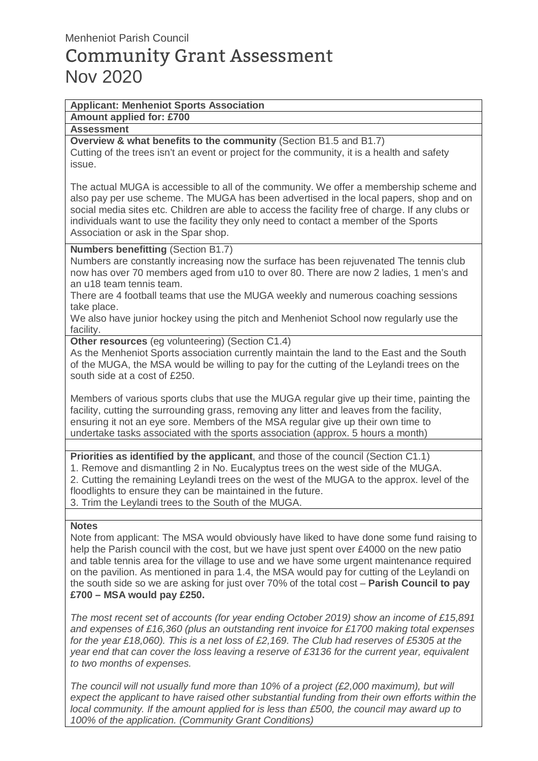Menheniot Parish Council

# Community Grant Assessment

## Nov 2020

**Applicant: Menheniot Sports Association**

**Amount applied for: £700**

**Assessment**

**Overview & what benefits to the community** (Section B1.5 and B1.7)
Cutting of the trees isn't an event or project for the community, it is a health and safety issue.

The actual MUGA is accessible to all of the community. We offer a membership scheme and also pay per use scheme. The MUGA has been advertised in the local papers, shop and on social media sites etc. Children are able to access the facility free of charge. If any clubs or individuals want to use the facility they only need to contact a member of the Sports Association or ask in the Spar shop.

**Numbers benefitting** (Section B1.7)
Numbers are constantly increasing now the surface has been rejuvenated The tennis club now has over 70 members aged from u10 to over 80. There are now 2 ladies, 1 men's and an u18 team tennis team.
There are 4 football teams that use the MUGA weekly and numerous coaching sessions take place.
We also have junior hockey using the pitch and Menheniot School now regularly use the facility.

**Other resources** (eg volunteering) (Section C1.4)
As the Menheniot Sports association currently maintain the land to the East and the South of the MUGA, the MSA would be willing to pay for the cutting of the Leylandi trees on the south side at a cost of £250.

Members of various sports clubs that use the MUGA regular give up their time, painting the facility, cutting the surrounding grass, removing any litter and leaves from the facility, ensuring it not an eye sore. Members of the MSA regular give up their own time to undertake tasks associated with the sports association (approx. 5 hours a month)

**Priorities as identified by the applicant**, and those of the council (Section C1.1)
1. Remove and dismantling 2 in No. Eucalyptus trees on the west side of the MUGA.
2. Cutting the remaining Leylandi trees on the west of the MUGA to the approx. level of the floodlights to ensure they can be maintained in the future.
3. Trim the Leylandi trees to the South of the MUGA.

**Notes**
Note from applicant: The MSA would obviously have liked to have done some fund raising to help the Parish council with the cost, but we have just spent over £4000 on the new patio and table tennis area for the village to use and we have some urgent maintenance required on the pavilion. As mentioned in para 1.4, the MSA would pay for cutting of the Leylandi on the south side so we are asking for just over 70% of the total cost – **Parish Council to pay £700 – MSA would pay £250.**

*The most recent set of accounts (for year ending October 2019) show an income of £15,891 and expenses of £16,360 (plus an outstanding rent invoice for £1700 making total expenses for the year £18,060). This is a net loss of £2,169. The Club had reserves of £5305 at the year end that can cover the loss leaving a reserve of £3136 for the current year, equivalent to two months of expenses.*

*The council will not usually fund more than 10% of a project (£2,000 maximum), but will expect the applicant to have raised other substantial funding from their own efforts within the local community. If the amount applied for is less than £500, the council may award up to 100% of the application. (Community Grant Conditions)*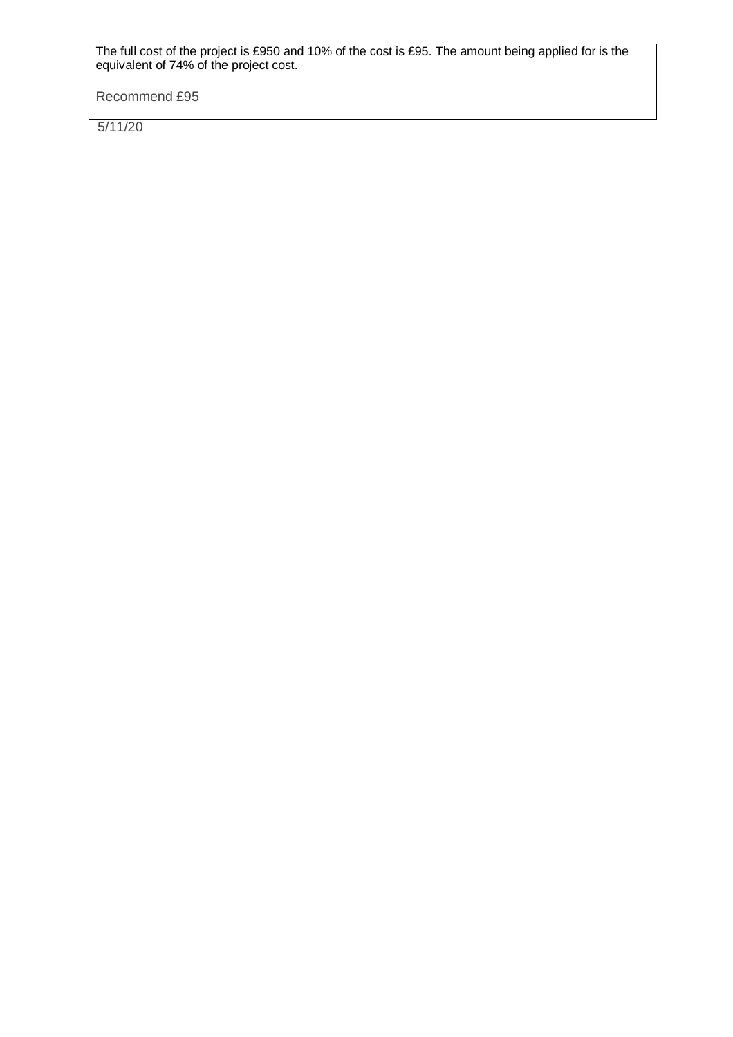| |
|---|
| The full cost of the project is £950 and 10% of the cost is £95. The amount being applied for is the equivalent of 74% of the project cost. |
| Recommend £95 |

5/11/20